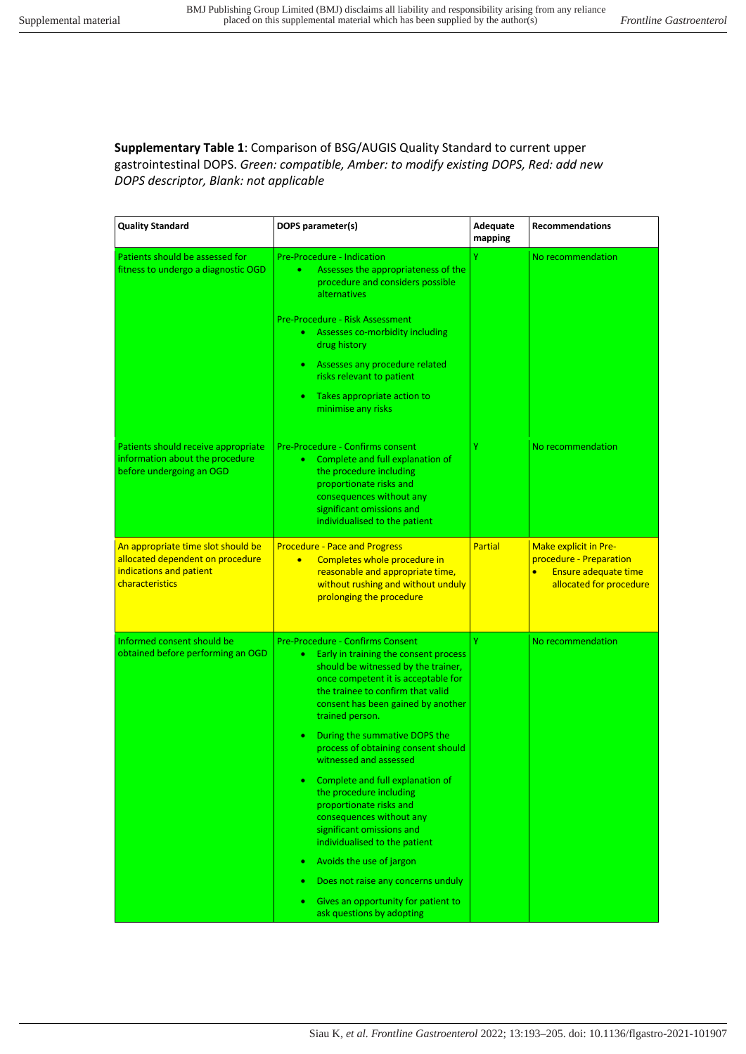**Supplementary Table 1**: Comparison of BSG/AUGIS Quality Standard to current upper gastrointestinal DOPS. *Green: compatible, Amber: to modify existing DOPS, Red: add new DOPS descriptor, Blank: not applicable*

| Quality Standard | DOPS parameter(s) | Adequate mapping | Recommendations |
|---|---|---|---|
| Patients should be assessed for fitness to undergo a diagnostic OGD | Pre-Procedure - Indication<br>• Assesses the appropriateness of the procedure and considers possible alternatives<br><br>Pre-Procedure - Risk Assessment<br>• Assesses co-morbidity including drug history<br>• Assesses any procedure related risks relevant to patient<br>• Takes appropriate action to minimise any risks | Y | No recommendation |
| Patients should receive appropriate information about the procedure before undergoing an OGD | Pre-Procedure - Confirms consent<br>• Complete and full explanation of the procedure including proportionate risks and consequences without any significant omissions and individualised to the patient | Y | No recommendation |
| An appropriate time slot should be allocated dependent on procedure indications and patient characteristics | Procedure - Pace and Progress<br>• Completes whole procedure in reasonable and appropriate time, without rushing and without unduly prolonging the procedure | Partial | Make explicit in Pre-procedure - Preparation<br>• Ensure adequate time allocated for procedure |
| Informed consent should be obtained before performing an OGD | Pre-Procedure - Confirms Consent<br>• Early in training the consent process should be witnessed by the trainer, once competent it is acceptable for the trainee to confirm that valid consent has been gained by another trained person.<br>• During the summative DOPS the process of obtaining consent should witnessed and assessed<br>• Complete and full explanation of the procedure including proportionate risks and consequences without any significant omissions and individualised to the patient<br>• Avoids the use of jargon<br>• Does not raise any concerns unduly<br>• Gives an opportunity for patient to ask questions by adopting | Y | No recommendation |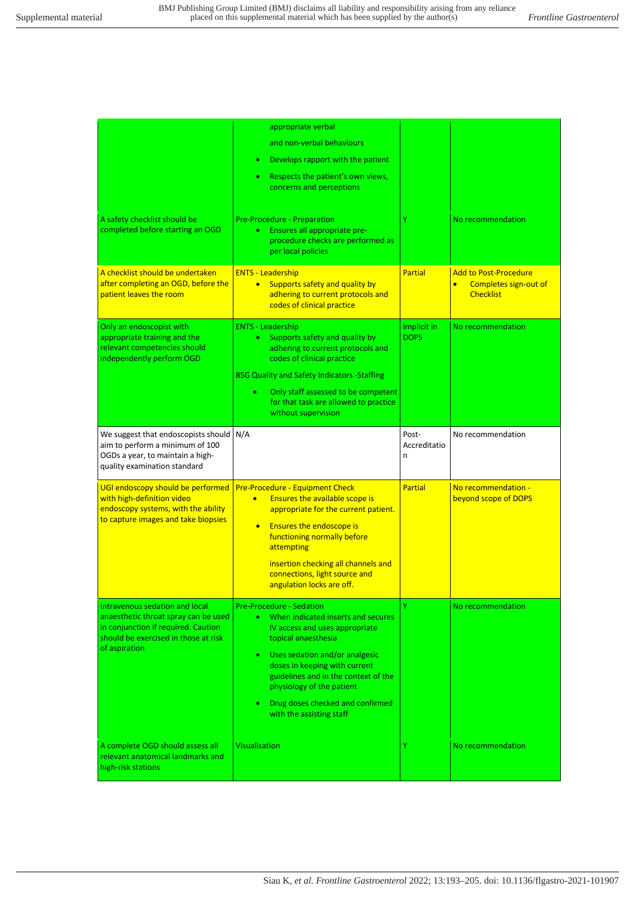| | | | |
|---|---|---|---|
| | appropriate verbal and non-verbal behaviours<br>• Develops rapport with the patient<br>• Respects the patient's own views, concerns and perceptions | | |
| A safety checklist should be completed before starting an OGD | Pre-Procedure - Preparation<br>• Ensures all appropriate pre-procedure checks are performed as per local policies | Y | No recommendation |
| A checklist should be undertaken after completing an OGD, before the patient leaves the room | ENTS - Leadership<br>• Supports safety and quality by adhering to current protocols and codes of clinical practice | Partial | Add to Post-Procedure<br>• Completes sign-out of Checklist |
| Only an endoscopist with appropriate training and the relevant competencies should independently perform OGD | ENTS - Leadership<br>• Supports safety and quality by adhering to current protocols and codes of clinical practice<br>BSG Quality and Safety Indicators -Staffing<br>• Only staff assessed to be competent for that task are allowed to practice without supervision | Implicit in DOPS | No recommendation |
| We suggest that endoscopists should aim to perform a minimum of 100 OGDs a year, to maintain a high-quality examination standard | N/A | Post-Accreditation | No recommendation |
| UGI endoscopy should be performed with high-definition video endoscopy systems, with the ability to capture images and take biopsies | Pre-Procedure - Equipment Check<br>• Ensures the available scope is appropriate for the current patient.<br>• Ensures the endoscope is functioning normally before attempting insertion checking all channels and connections, light source and angulation locks are off. | Partial | No recommendation - beyond scope of DOPS |
| Intravenous sedation and local anaesthetic throat spray can be used in conjunction if required. Caution should be exercised in those at risk of aspiration | Pre-Procedure - Sedation<br>• When indicated inserts and secures IV access and uses appropriate topical anaesthesia<br>• Uses sedation and/or analgesic doses in keeping with current guidelines and in the context of the physiology of the patient<br>• Drug doses checked and confirmed with the assisting staff | Y | No recommendation |
| A complete OGD should assess all relevant anatomical landmarks and high-risk stations | Visualisation | Y | No recommendation |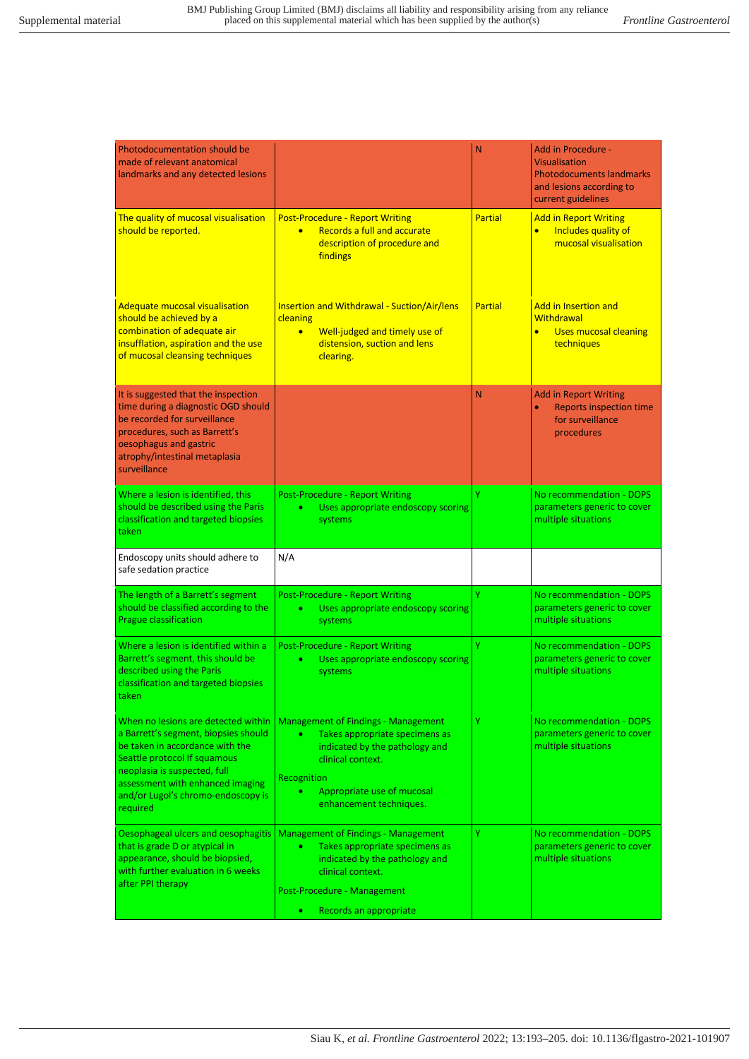| | | | |
|---|---|---|---|
| Photodocumentation should be made of relevant anatomical landmarks and any detected lesions | | N | Add in Procedure - Visualisation Photodocuments landmarks and lesions according to current guidelines |
| The quality of mucosal visualisation should be reported. | Post-Procedure - Report Writing <br>• Records a full and accurate description of procedure and findings | Partial | Add in Report Writing <br>• Includes quality of mucosal visualisation |
| Adequate mucosal visualisation should be achieved by a combination of adequate air insufflation, aspiration and the use of mucosal cleansing techniques | Insertion and Withdrawal - Suction/Air/lens cleaning <br>• Well-judged and timely use of distension, suction and lens clearing. | Partial | Add in Insertion and Withdrawal <br>• Uses mucosal cleaning techniques |
| It is suggested that the inspection time during a diagnostic OGD should be recorded for surveillance procedures, such as Barrett's oesophagus and gastric atrophy/intestinal metaplasia surveillance | | N | Add in Report Writing <br>• Reports inspection time for surveillance procedures |
| Where a lesion is identified, this should be described using the Paris classification and targeted biopsies taken | Post-Procedure - Report Writing <br>• Uses appropriate endoscopy scoring systems | Y | No recommendation - DOPS parameters generic to cover multiple situations |
| Endoscopy units should adhere to safe sedation practice | N/A | | |
| The length of a Barrett's segment should be classified according to the Prague classification | Post-Procedure - Report Writing <br>• Uses appropriate endoscopy scoring systems | Y | No recommendation - DOPS parameters generic to cover multiple situations |
| Where a lesion is identified within a Barrett's segment, this should be described using the Paris classification and targeted biopsies taken | Post-Procedure - Report Writing <br>• Uses appropriate endoscopy scoring systems | Y | No recommendation - DOPS parameters generic to cover multiple situations |
| When no lesions are detected within a Barrett's segment, biopsies should be taken in accordance with the Seattle protocol If squamous neoplasia is suspected, full assessment with enhanced imaging and/or Lugol's chromo-endoscopy is required | Management of Findings - Management <br>• Takes appropriate specimens as indicated by the pathology and clinical context. <br>Recognition <br>• Appropriate use of mucosal enhancement techniques. | Y | No recommendation - DOPS parameters generic to cover multiple situations |
| Oesophageal ulcers and oesophagitis that is grade D or atypical in appearance, should be biopsied, with further evaluation in 6 weeks after PPI therapy | Management of Findings - Management <br>• Takes appropriate specimens as indicated by the pathology and clinical context. <br>Post-Procedure - Management <br>• Records an appropriate | Y | No recommendation - DOPS parameters generic to cover multiple situations |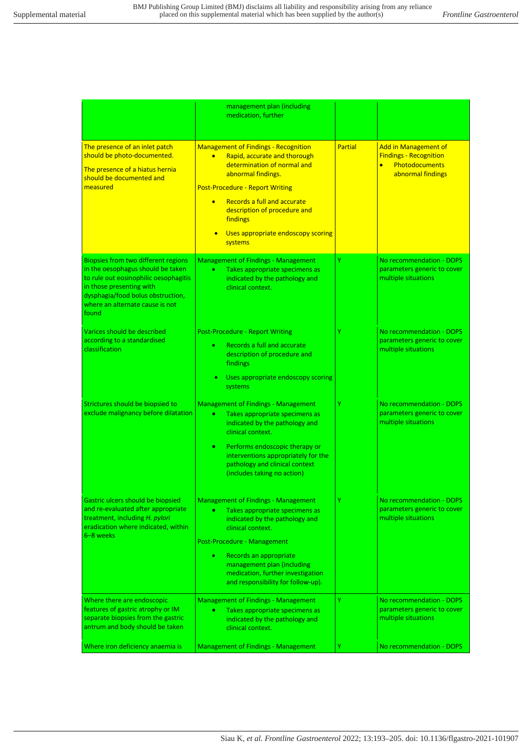| | | | |
|---|---|---|---|
| | management plan (including medication, further | | |
| The presence of an inlet patch should be photo-documented.<br><br>The presence of a hiatus hernia should be documented and measured | Management of Findings - Recognition<br>• Rapid, accurate and thorough determination of normal and abnormal findings.<br><br>Post-Procedure - Report Writing<br>• Records a full and accurate description of procedure and findings<br>• Uses appropriate endoscopy scoring systems | Partial | Add in Management of Findings - Recognition<br>• Photodocuments abnormal findings |
| Biopsies from two different regions in the oesophagus should be taken to rule out eosinophilic oesophagitis in those presenting with dysphagia/food bolus obstruction, where an alternate cause is not found | Management of Findings - Management<br>• Takes appropriate specimens as indicated by the pathology and clinical context. | Y | No recommendation - DOPS parameters generic to cover multiple situations |
| Varices should be described according to a standardised classification | Post-Procedure - Report Writing<br>• Records a full and accurate description of procedure and findings<br>• Uses appropriate endoscopy scoring systems | Y | No recommendation - DOPS parameters generic to cover multiple situations |
| Strictures should be biopsied to exclude malignancy before dilatation | Management of Findings - Management<br>• Takes appropriate specimens as indicated by the pathology and clinical context.<br>• Performs endoscopic therapy or interventions appropriately for the pathology and clinical context (includes taking no action) | Y | No recommendation - DOPS parameters generic to cover multiple situations |
| Gastric ulcers should be biopsied and re-evaluated after appropriate treatment, including *H. pylori* eradication where indicated, within 6–8 weeks | Management of Findings - Management<br>• Takes appropriate specimens as indicated by the pathology and clinical context.<br><br>Post-Procedure - Management<br>• Records an appropriate management plan (including medication, further investigation and responsibility for follow-up). | Y | No recommendation - DOPS parameters generic to cover multiple situations |
| Where there are endoscopic features of gastric atrophy or IM separate biopsies from the gastric antrum and body should be taken | Management of Findings - Management<br>• Takes appropriate specimens as indicated by the pathology and clinical context. | Y | No recommendation - DOPS parameters generic to cover multiple situations |
| Where iron deficiency anaemia is | Management of Findings - Management | Y | No recommendation - DOPS |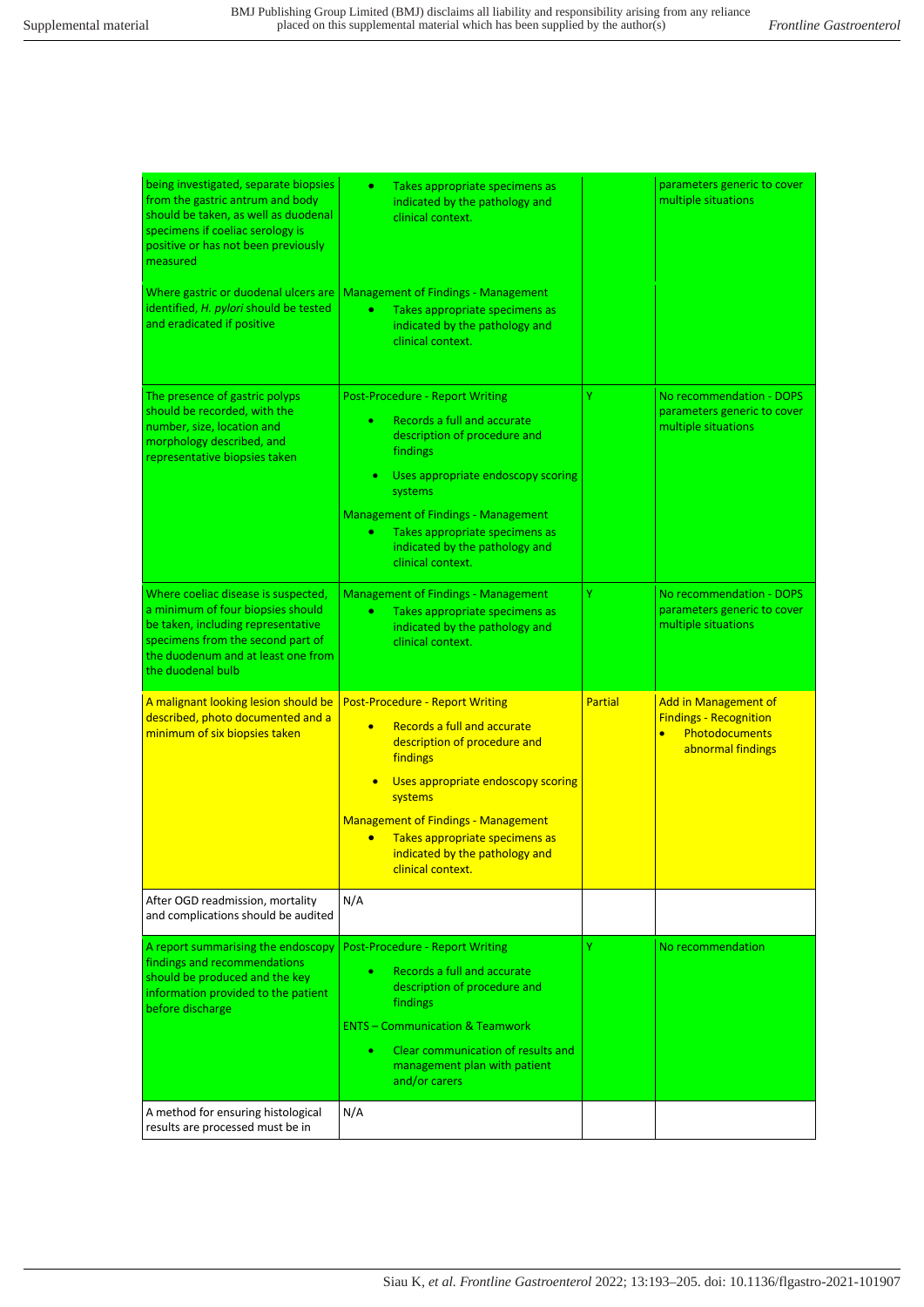| | | | |
|---|---|---|---|
| being investigated, separate biopsies from the gastric antrum and body should be taken, as well as duodenal specimens if coeliac serology is positive or has not been previously measured | • Takes appropriate specimens as indicated by the pathology and clinical context. | | parameters generic to cover multiple situations |
| Where gastric or duodenal ulcers are identified, *H. pylori* should be tested and eradicated if positive | Management of Findings - Management<br>• Takes appropriate specimens as indicated by the pathology and clinical context. | | |
| The presence of gastric polyps should be recorded, with the number, size, location and morphology described, and representative biopsies taken | Post-Procedure - Report Writing<br>• Records a full and accurate description of procedure and findings<br>• Uses appropriate endoscopy scoring systems<br>Management of Findings - Management<br>• Takes appropriate specimens as indicated by the pathology and clinical context. | Y | No recommendation - DOPS parameters generic to cover multiple situations |
| Where coeliac disease is suspected, a minimum of four biopsies should be taken, including representative specimens from the second part of the duodenum and at least one from the duodenal bulb | Management of Findings - Management<br>• Takes appropriate specimens as indicated by the pathology and clinical context. | Y | No recommendation - DOPS parameters generic to cover multiple situations |
| A malignant looking lesion should be described, photo documented and a minimum of six biopsies taken | Post-Procedure - Report Writing<br>• Records a full and accurate description of procedure and findings<br>• Uses appropriate endoscopy scoring systems<br>Management of Findings - Management<br>• Takes appropriate specimens as indicated by the pathology and clinical context. | Partial | Add in Management of Findings - Recognition<br>• Photodocuments abnormal findings |
| After OGD readmission, mortality and complications should be audited | N/A | | |
| A report summarising the endoscopy findings and recommendations should be produced and the key information provided to the patient before discharge | Post-Procedure - Report Writing<br>• Records a full and accurate description of procedure and findings<br>ENTS – Communication & Teamwork<br>• Clear communication of results and management plan with patient and/or carers | Y | No recommendation |
| A method for ensuring histological results are processed must be in | N/A | | |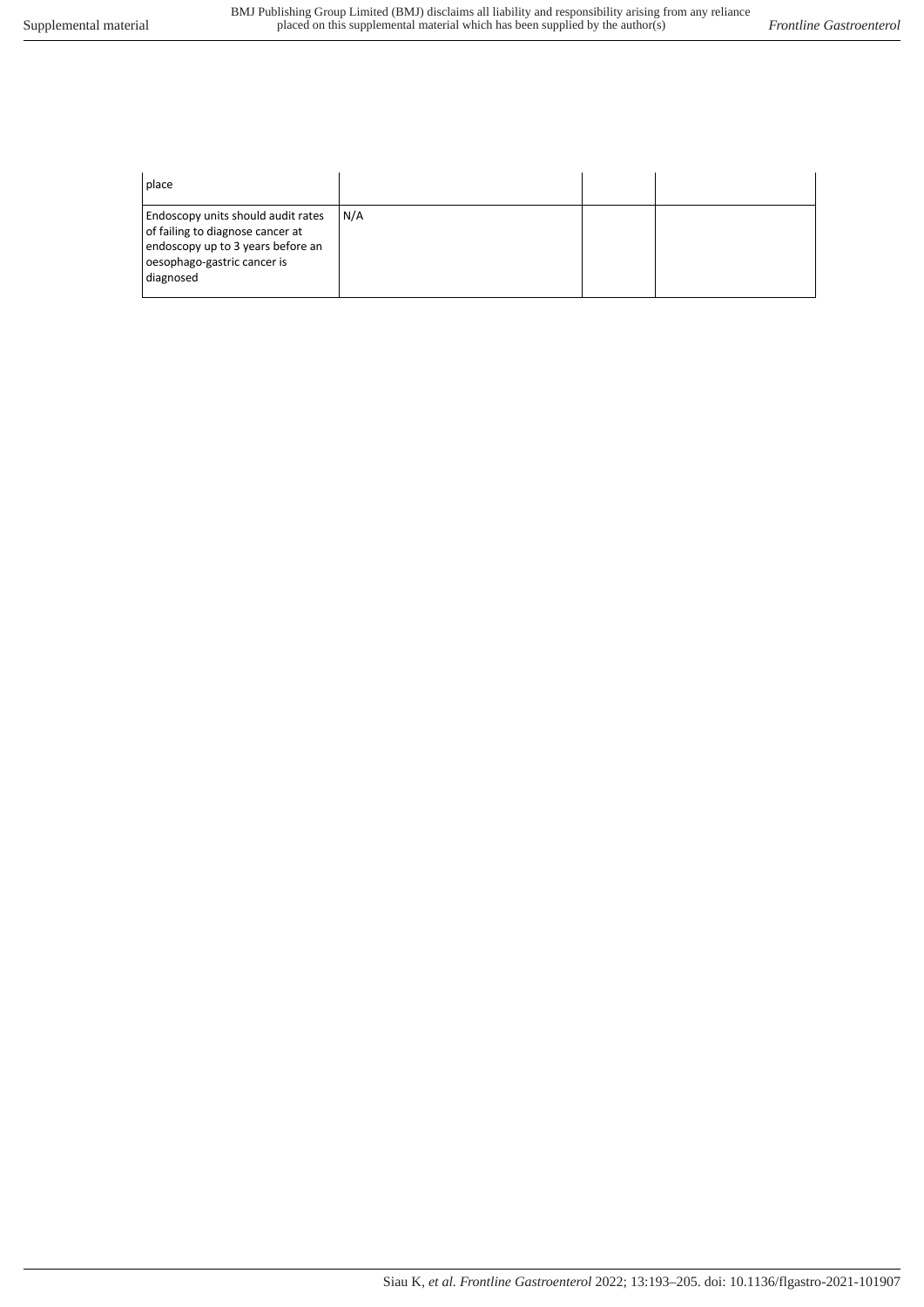| | | | |
|---|---|---|---|
| place | | | |
| Endoscopy units should audit rates of failing to diagnose cancer at endoscopy up to 3 years before an oesophago-gastric cancer is diagnosed | N/A | | |